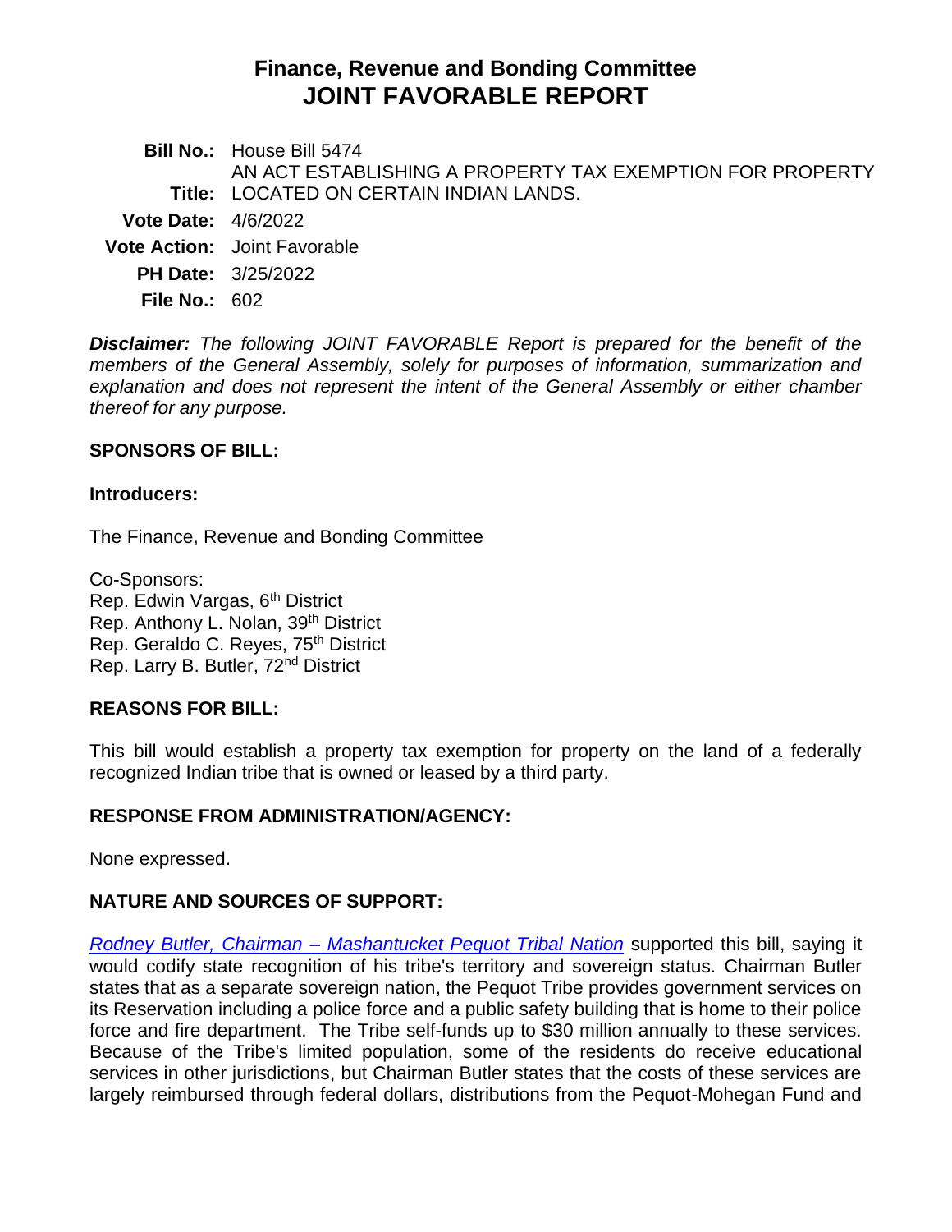# Finance, Revenue and Bonding Committee
# JOINT FAVORABLE REPORT

**Bill No.:** House Bill 5474

**Title:** AN ACT ESTABLISHING A PROPERTY TAX EXEMPTION FOR PROPERTY LOCATED ON CERTAIN INDIAN LANDS.

**Vote Date:** 4/6/2022

**Vote Action:** Joint Favorable

**PH Date:** 3/25/2022

**File No.:** 602

***Disclaimer:*** *The following JOINT FAVORABLE Report is prepared for the benefit of the members of the General Assembly, solely for purposes of information, summarization and explanation and does not represent the intent of the General Assembly or either chamber thereof for any purpose.*

## SPONSORS OF BILL:

**Introducers:**

The Finance, Revenue and Bonding Committee

Co-Sponsors:
Rep. Edwin Vargas, 6th District
Rep. Anthony L. Nolan, 39th District
Rep. Geraldo C. Reyes, 75th District
Rep. Larry B. Butler, 72nd District

## REASONS FOR BILL:

This bill would establish a property tax exemption for property on the land of a federally recognized Indian tribe that is owned or leased by a third party.

## RESPONSE FROM ADMINISTRATION/AGENCY:

None expressed.

## NATURE AND SOURCES OF SUPPORT:

*Rodney Butler, Chairman – Mashantucket Pequot Tribal Nation* supported this bill, saying it would codify state recognition of his tribe's territory and sovereign status. Chairman Butler states that as a separate sovereign nation, the Pequot Tribe provides government services on its Reservation including a police force and a public safety building that is home to their police force and fire department. The Tribe self-funds up to $30 million annually to these services. Because of the Tribe's limited population, some of the residents do receive educational services in other jurisdictions, but Chairman Butler states that the costs of these services are largely reimbursed through federal dollars, distributions from the Pequot-Mohegan Fund and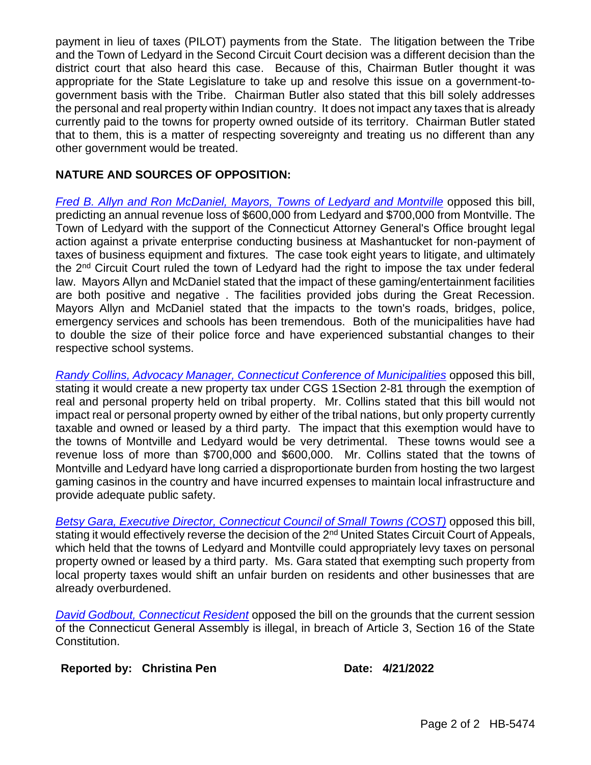payment in lieu of taxes (PILOT) payments from the State. The litigation between the Tribe and the Town of Ledyard in the Second Circuit Court decision was a different decision than the district court that also heard this case. Because of this, Chairman Butler thought it was appropriate for the State Legislature to take up and resolve this issue on a government-to-government basis with the Tribe. Chairman Butler also stated that this bill solely addresses the personal and real property within Indian country. It does not impact any taxes that is already currently paid to the towns for property owned outside of its territory. Chairman Butler stated that to them, this is a matter of respecting sovereignty and treating us no different than any other government would be treated.

## NATURE AND SOURCES OF OPPOSITION:

*Fred B. Allyn and Ron McDaniel, Mayors, Towns of Ledyard and Montville* opposed this bill, predicting an annual revenue loss of $600,000 from Ledyard and $700,000 from Montville. The Town of Ledyard with the support of the Connecticut Attorney General's Office brought legal action against a private enterprise conducting business at Mashantucket for non-payment of taxes of business equipment and fixtures. The case took eight years to litigate, and ultimately the 2nd Circuit Court ruled the town of Ledyard had the right to impose the tax under federal law. Mayors Allyn and McDaniel stated that the impact of these gaming/entertainment facilities are both positive and negative . The facilities provided jobs during the Great Recession. Mayors Allyn and McDaniel stated that the impacts to the town's roads, bridges, police, emergency services and schools has been tremendous. Both of the municipalities have had to double the size of their police force and have experienced substantial changes to their respective school systems.

*Randy Collins, Advocacy Manager, Connecticut Conference of Municipalities* opposed this bill, stating it would create a new property tax under CGS 1Section 2-81 through the exemption of real and personal property held on tribal property. Mr. Collins stated that this bill would not impact real or personal property owned by either of the tribal nations, but only property currently taxable and owned or leased by a third party. The impact that this exemption would have to the towns of Montville and Ledyard would be very detrimental. These towns would see a revenue loss of more than $700,000 and $600,000. Mr. Collins stated that the towns of Montville and Ledyard have long carried a disproportionate burden from hosting the two largest gaming casinos in the country and have incurred expenses to maintain local infrastructure and provide adequate public safety.

*Betsy Gara, Executive Director, Connecticut Council of Small Towns (COST)* opposed this bill, stating it would effectively reverse the decision of the 2nd United States Circuit Court of Appeals, which held that the towns of Ledyard and Montville could appropriately levy taxes on personal property owned or leased by a third party. Ms. Gara stated that exempting such property from local property taxes would shift an unfair burden on residents and other businesses that are already overburdened.

*David Godbout, Connecticut Resident* opposed the bill on the grounds that the current session of the Connecticut General Assembly is illegal, in breach of Article 3, Section 16 of the State Constitution.

**Reported by: Christina Pen** **Date: 4/21/2022**